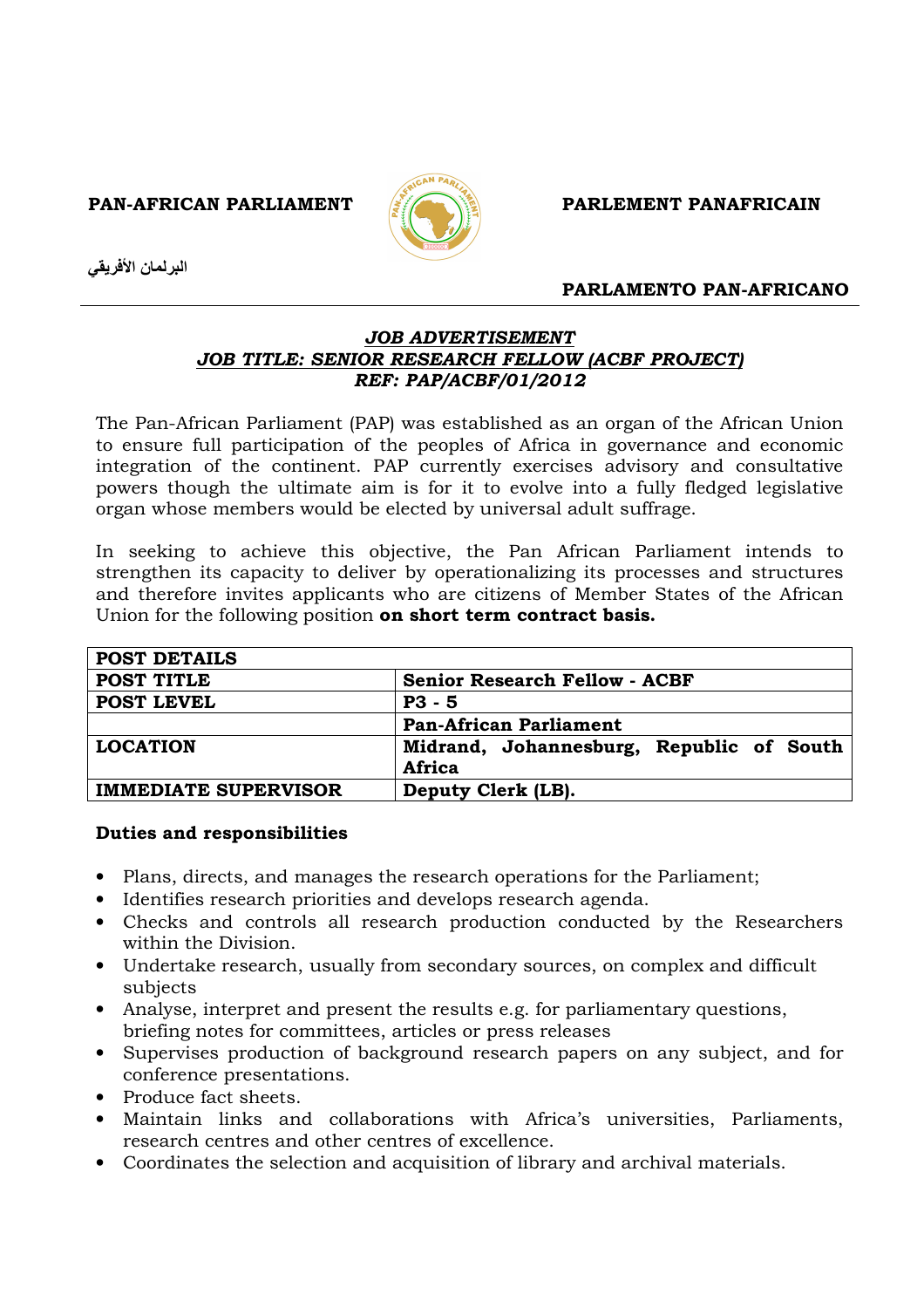**PAN-AFRICAN PARLIAMENT** **PARLEMENT PANAFRICAIN**

**البرلمان الأفريقي** **PARLAMENTO PAN-AFRICANO**

---

***JOB ADVERTISEMENT***
***JOB TITLE: SENIOR RESEARCH FELLOW (ACBF PROJECT)***
***REF: PAP/ACBF/01/2012***

The Pan-African Parliament (PAP) was established as an organ of the African Union to ensure full participation of the peoples of Africa in governance and economic integration of the continent. PAP currently exercises advisory and consultative powers though the ultimate aim is for it to evolve into a fully fledged legislative organ whose members would be elected by universal adult suffrage.

In seeking to achieve this objective, the Pan African Parliament intends to strengthen its capacity to deliver by operationalizing its processes and structures and therefore invites applicants who are citizens of Member States of the African Union for the following position **on short term contract basis.**

| **POST DETAILS** | |
|---|---|
| **POST TITLE** | **Senior Research Fellow - ACBF** |
| **POST LEVEL** | **P3 - 5** |
| | **Pan-African Parliament** |
| **LOCATION** | **Midrand, Johannesburg, Republic of South Africa** |
| **IMMEDIATE SUPERVISOR** | **Deputy Clerk (LB).** |

**Duties and responsibilities**

- Plans, directs, and manages the research operations for the Parliament;
- Identifies research priorities and develops research agenda.
- Checks and controls all research production conducted by the Researchers within the Division.
- Undertake research, usually from secondary sources, on complex and difficult subjects
- Analyse, interpret and present the results e.g. for parliamentary questions, briefing notes for committees, articles or press releases
- Supervises production of background research papers on any subject, and for conference presentations.
- Produce fact sheets.
- Maintain links and collaborations with Africa's universities, Parliaments, research centres and other centres of excellence.
- Coordinates the selection and acquisition of library and archival materials.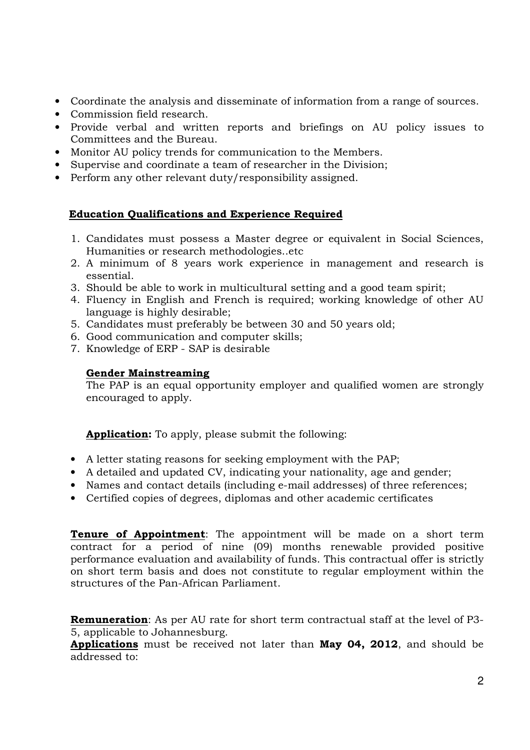- Coordinate the analysis and disseminate of information from a range of sources.
- Commission field research.
- Provide verbal and written reports and briefings on AU policy issues to Committees and the Bureau.
- Monitor AU policy trends for communication to the Members.
- Supervise and coordinate a team of researcher in the Division;
- Perform any other relevant duty/responsibility assigned.

**Education Qualifications and Experience Required**

1. Candidates must possess a Master degree or equivalent in Social Sciences, Humanities or research methodologies..etc
2. A minimum of 8 years work experience in management and research is essential.
3. Should be able to work in multicultural setting and a good team spirit;
4. Fluency in English and French is required; working knowledge of other AU language is highly desirable;
5. Candidates must preferably be between 30 and 50 years old;
6. Good communication and computer skills;
7. Knowledge of ERP - SAP is desirable

**Gender Mainstreaming**

The PAP is an equal opportunity employer and qualified women are strongly encouraged to apply.

**Application:** To apply, please submit the following:

- A letter stating reasons for seeking employment with the PAP;
- A detailed and updated CV, indicating your nationality, age and gender;
- Names and contact details (including e-mail addresses) of three references;
- Certified copies of degrees, diplomas and other academic certificates

**Tenure of Appointment**: The appointment will be made on a short term contract for a period of nine (09) months renewable provided positive performance evaluation and availability of funds. This contractual offer is strictly on short term basis and does not constitute to regular employment within the structures of the Pan-African Parliament.

**Remuneration**: As per AU rate for short term contractual staff at the level of P3-5, applicable to Johannesburg.

**Applications** must be received not later than **May 04, 2012**, and should be addressed to: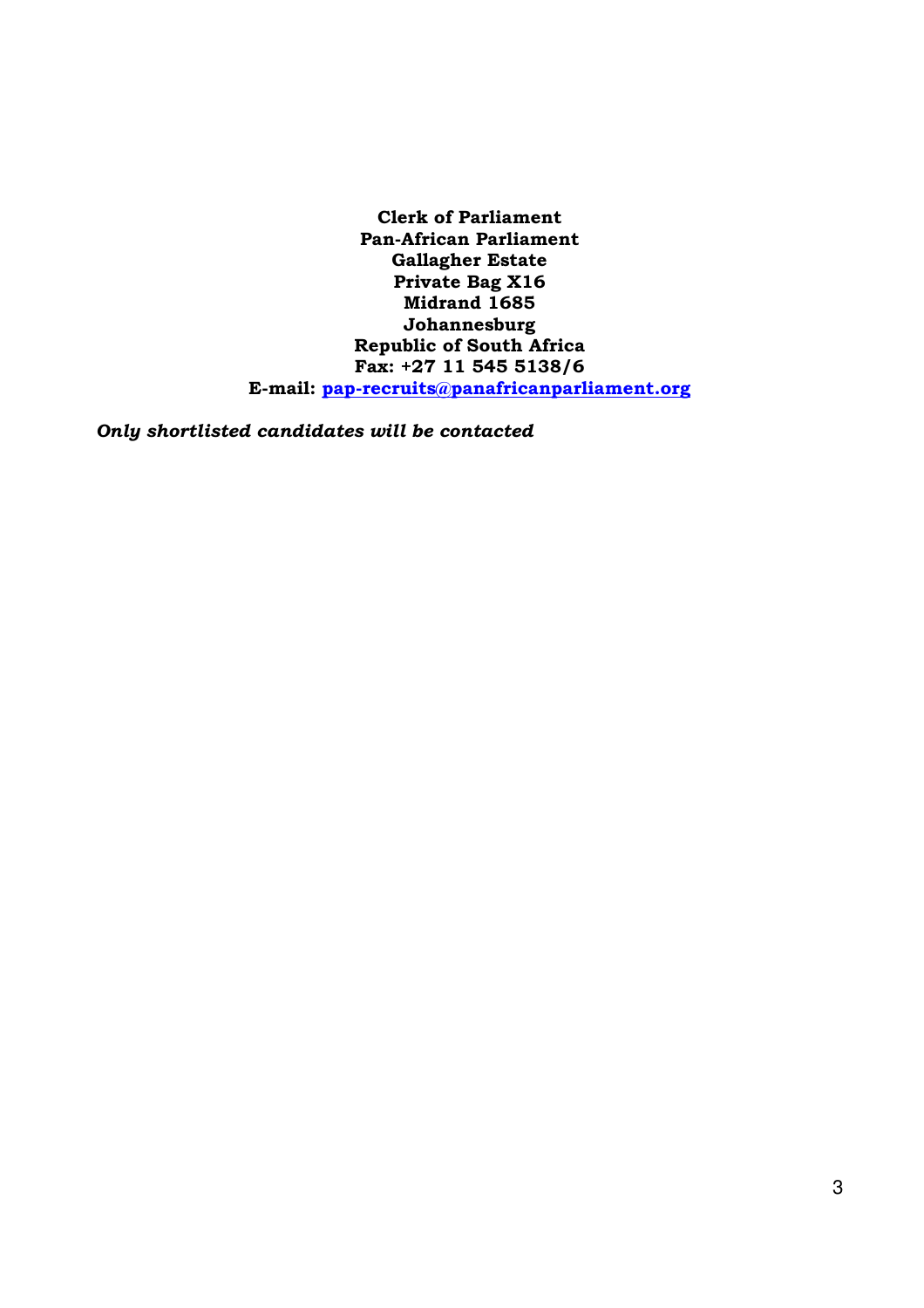**Clerk of Parliament**
**Pan-African Parliament**
**Gallagher Estate**
**Private Bag X16**
**Midrand 1685**
**Johannesburg**
**Republic of South Africa**
**Fax: +27 11 545 5138/6**
**E-mail: pap-recruits@panafricanparliament.org**

***Only shortlisted candidates will be contacted***